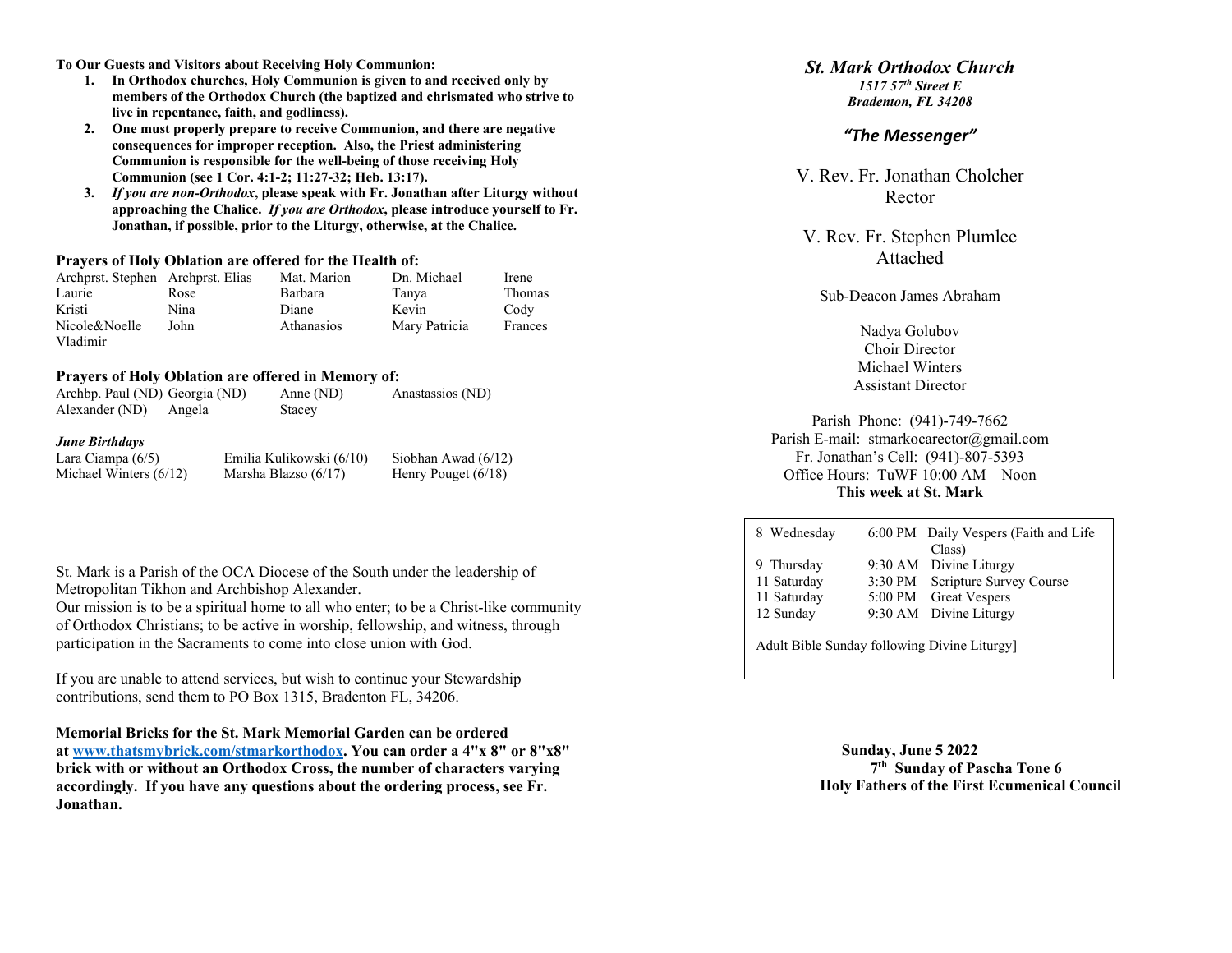**To Our Guests and Visitors about Receiving Holy Communion:**

1. **In Orthodox churches, Holy Communion is given to and received only by members of the Orthodox Church (the baptized and chrismated who strive to live in repentance, faith, and godliness).**
2. **One must properly prepare to receive Communion, and there are negative consequences for improper reception. Also, the Priest administering Communion is responsible for the well-being of those receiving Holy Communion (see 1 Cor. 4:1-2; 11:27-32; Heb. 13:17).**
3. ***If you are non-Orthodox*, please speak with Fr. Jonathan after Liturgy without approaching the Chalice. *If you are Orthodox*, please introduce yourself to Fr. Jonathan, if possible, prior to the Liturgy, otherwise, at the Chalice.**

**Prayers of Holy Oblation are offered for the Health of:**

| | | | | |
|---|---|---|---|---|
| Archprst. Stephen | Archprst. Elias | Mat. Marion | Dn. Michael | Irene |
| Laurie | Rose | Barbara | Tanya | Thomas |
| Kristi | Nina | Diane | Kevin | Cody |
| Nicole&Noelle | John | Athanasios | Mary Patricia | Frances |
| Vladimir | | | | |

**Prayers of Holy Oblation are offered in Memory of:**

| | | | |
|---|---|---|---|
| Archbp. Paul (ND) | Georgia (ND) | Anne (ND) | Anastassios (ND) |
| Alexander (ND) | Angela | Stacey | |

***June Birthdays***

| | | |
|---|---|---|
| Lara Ciampa (6/5) | Emilia Kulikowski (6/10) | Siobhan Awad (6/12) |
| Michael Winters (6/12) | Marsha Blazso (6/17) | Henry Pouget (6/18) |

St. Mark is a Parish of the OCA Diocese of the South under the leadership of Metropolitan Tikhon and Archbishop Alexander.
Our mission is to be a spiritual home to all who enter; to be a Christ-like community of Orthodox Christians; to be active in worship, fellowship, and witness, through participation in the Sacraments to come into close union with God.

If you are unable to attend services, but wish to continue your Stewardship contributions, send them to PO Box 1315, Bradenton FL, 34206.

**Memorial Bricks for the St. Mark Memorial Garden can be ordered at www.thatsmybrick.com/stmarkorthodox. You can order a 4"x 8" or 8"x8" brick with or without an Orthodox Cross, the number of characters varying accordingly. If you have any questions about the ordering process, see Fr. Jonathan.**

# *St. Mark Orthodox Church*

***1517 57th Street E***
***Bradenton, FL 34208***

## *"The Messenger"*

V. Rev. Fr. Jonathan Cholcher
Rector

V. Rev. Fr. Stephen Plumlee
Attached

Sub-Deacon James Abraham

Nadya Golubov
Choir Director
Michael Winters
Assistant Director

Parish Phone: (941)-749-7662
Parish E-mail: stmarkocarector@gmail.com
Fr. Jonathan's Cell: (941)-807-5393
Office Hours: TuWF 10:00 AM – Noon
**This week at St. Mark**

| | | |
|---|---|---|
| 8 Wednesday | 6:00 PM | Daily Vespers (Faith and Life Class) |
| 9 Thursday | 9:30 AM | Divine Liturgy |
| 11 Saturday | 3:30 PM | Scripture Survey Course |
| 11 Saturday | 5:00 PM | Great Vespers |
| 12 Sunday | 9:30 AM | Divine Liturgy |

Adult Bible Sunday following Divine Liturgy]

**Sunday, June 5 2022**
**7th Sunday of Pascha Tone 6**
**Holy Fathers of the First Ecumenical Council**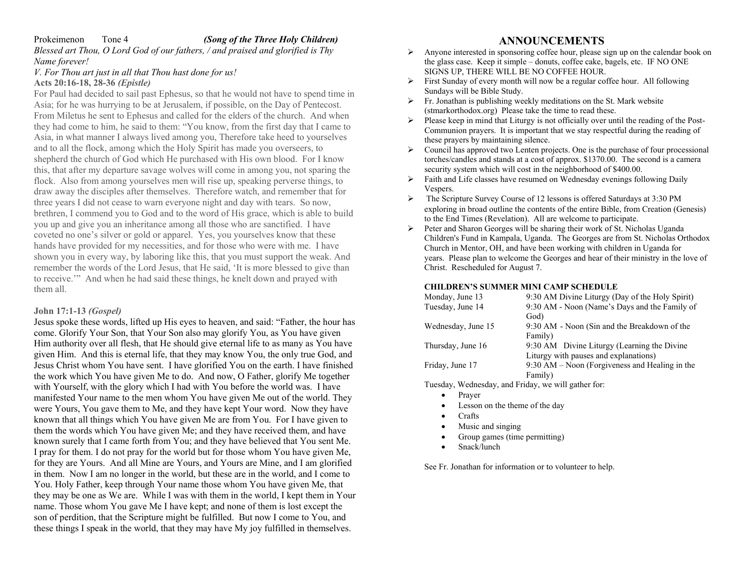Prokeimenon Tone 4 ***(Song of the Three Holy Children)***

*Blessed art Thou, O Lord God of our fathers, / and praised and glorified is Thy Name forever!*

*V. For Thou art just in all that Thou hast done for us!*

**Acts 20:16-18, 28-36** ***(Epistle)***

For Paul had decided to sail past Ephesus, so that he would not have to spend time in Asia; for he was hurrying to be at Jerusalem, if possible, on the Day of Pentecost. From Miletus he sent to Ephesus and called for the elders of the church. And when they had come to him, he said to them: "You know, from the first day that I came to Asia, in what manner I always lived among you, Therefore take heed to yourselves and to all the flock, among which the Holy Spirit has made you overseers, to shepherd the church of God which He purchased with His own blood. For I know this, that after my departure savage wolves will come in among you, not sparing the flock. Also from among yourselves men will rise up, speaking perverse things, to draw away the disciples after themselves. Therefore watch, and remember that for three years I did not cease to warn everyone night and day with tears. So now, brethren, I commend you to God and to the word of His grace, which is able to build you up and give you an inheritance among all those who are sanctified. I have coveted no one's silver or gold or apparel. Yes, you yourselves know that these hands have provided for my necessities, and for those who were with me. I have shown you in every way, by laboring like this, that you must support the weak. And remember the words of the Lord Jesus, that He said, 'It is more blessed to give than to receive.'" And when he had said these things, he knelt down and prayed with them all.

**John 17:1-13** ***(Gospel)***

Jesus spoke these words, lifted up His eyes to heaven, and said: "Father, the hour has come. Glorify Your Son, that Your Son also may glorify You, as You have given Him authority over all flesh, that He should give eternal life to as many as You have given Him. And this is eternal life, that they may know You, the only true God, and Jesus Christ whom You have sent. I have glorified You on the earth. I have finished the work which You have given Me to do. And now, O Father, glorify Me together with Yourself, with the glory which I had with You before the world was. I have manifested Your name to the men whom You have given Me out of the world. They were Yours, You gave them to Me, and they have kept Your word. Now they have known that all things which You have given Me are from You. For I have given to them the words which You have given Me; and they have received them, and have known surely that I came forth from You; and they have believed that You sent Me. I pray for them. I do not pray for the world but for those whom You have given Me, for they are Yours. And all Mine are Yours, and Yours are Mine, and I am glorified in them. Now I am no longer in the world, but these are in the world, and I come to You. Holy Father, keep through Your name those whom You have given Me, that they may be one as We are. While I was with them in the world, I kept them in Your name. Those whom You gave Me I have kept; and none of them is lost except the son of perdition, that the Scripture might be fulfilled. But now I come to You, and these things I speak in the world, that they may have My joy fulfilled in themselves.

# ANNOUNCEMENTS

- Anyone interested in sponsoring coffee hour, please sign up on the calendar book on the glass case. Keep it simple – donuts, coffee cake, bagels, etc. IF NO ONE SIGNS UP, THERE WILL BE NO COFFEE HOUR.
- First Sunday of every month will now be a regular coffee hour. All following Sundays will be Bible Study.
- Fr. Jonathan is publishing weekly meditations on the St. Mark website (stmarkorthodox.org) Please take the time to read these.
- Please keep in mind that Liturgy is not officially over until the reading of the Post-Communion prayers. It is important that we stay respectful during the reading of these prayers by maintaining silence.
- Council has approved two Lenten projects. One is the purchase of four processional torches/candles and stands at a cost of approx. $1370.00. The second is a camera security system which will cost in the neighborhood of $400.00.
- Faith and Life classes have resumed on Wednesday evenings following Daily Vespers.
- The Scripture Survey Course of 12 lessons is offered Saturdays at 3:30 PM exploring in broad outline the contents of the entire Bible, from Creation (Genesis) to the End Times (Revelation). All are welcome to participate.
- Peter and Sharon Georges will be sharing their work of St. Nicholas Uganda Children's Fund in Kampala, Uganda. The Georges are from St. Nicholas Orthodox Church in Mentor, OH, and have been working with children in Uganda for years. Please plan to welcome the Georges and hear of their ministry in the love of Christ. Rescheduled for August 7.

**CHILDREN'S SUMMER MINI CAMP SCHEDULE**

| | |
|---|---|
| Monday, June 13 | 9:30 AM Divine Liturgy (Day of the Holy Spirit) |
| Tuesday, June 14 | 9:30 AM - Noon (Name's Days and the Family of God) |
| Wednesday, June 15 | 9:30 AM - Noon (Sin and the Breakdown of the Family) |
| Thursday, June 16 | 9:30 AM Divine Liturgy (Learning the Divine Liturgy with pauses and explanations) |
| Friday, June 17 | 9:30 AM – Noon (Forgiveness and Healing in the Family) |

Tuesday, Wednesday, and Friday, we will gather for:

- Prayer
- Lesson on the theme of the day
- Crafts
- Music and singing
- Group games (time permitting)
- Snack/lunch

See Fr. Jonathan for information or to volunteer to help.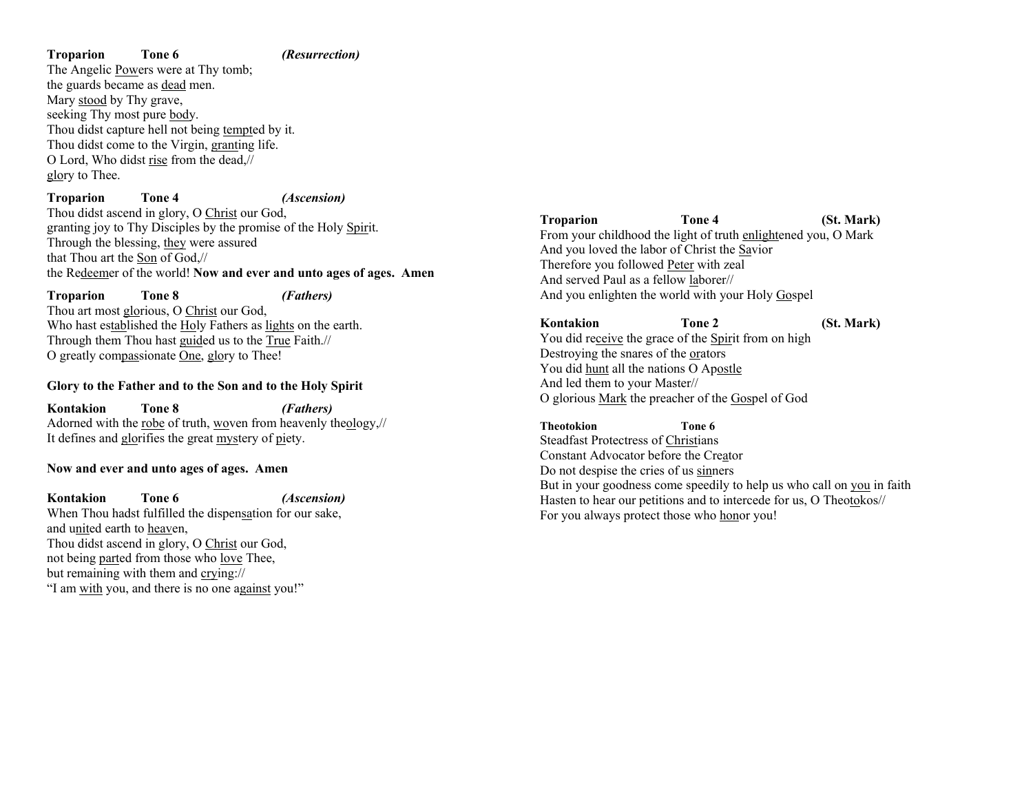**Troparion** **Tone 6** ***(Resurrection)***
The Angelic Powers were at Thy tomb;
the guards became as dead men.
Mary stood by Thy grave,
seeking Thy most pure body.
Thou didst capture hell not being tempted by it.
Thou didst come to the Virgin, granting life.
O Lord, Who didst rise from the dead,//
glory to Thee.

**Troparion** **Tone 4** ***(Ascension)***
Thou didst ascend in glory, O Christ our God,
granting joy to Thy Disciples by the promise of the Holy Spirit.
Through the blessing, they were assured
that Thou art the Son of God,//
the Redeemer of the world! **Now and ever and unto ages of ages. Amen**

**Troparion** **Tone 8** ***(Fathers)***
Thou art most glorious, O Christ our God,
Who hast established the Holy Fathers as lights on the earth.
Through them Thou hast guided us to the True Faith.//
O greatly compassionate One, glory to Thee!

**Glory to the Father and to the Son and to the Holy Spirit**

**Kontakion** **Tone 8** ***(Fathers)***
Adorned with the robe of truth, woven from heavenly theology,//
It defines and glorifies the great mystery of piety.

**Now and ever and unto ages of ages. Amen**

**Kontakion** **Tone 6** ***(Ascension)***
When Thou hadst fulfilled the dispensation for our sake,
and united earth to heaven,
Thou didst ascend in glory, O Christ our God,
not being parted from those who love Thee,
but remaining with them and crying://
"I am with you, and there is no one against you!"

**Troparion** **Tone 4** **(St. Mark)**
From your childhood the light of truth enlightened you, O Mark
And you loved the labor of Christ the Savior
Therefore you followed Peter with zeal
And served Paul as a fellow laborer//
And you enlighten the world with your Holy Gospel

**Kontakion** **Tone 2** **(St. Mark)**
You did receive the grace of the Spirit from on high
Destroying the snares of the orators
You did hunt all the nations O Apostle
And led them to your Master//
O glorious Mark the preacher of the Gospel of God

**Theotokion** **Tone 6**
Steadfast Protectress of Christians
Constant Advocator before the Creator
Do not despise the cries of us sinners
But in your goodness come speedily to help us who call on you in faith
Hasten to hear our petitions and to intercede for us, O Theotokos//
For you always protect those who honor you!